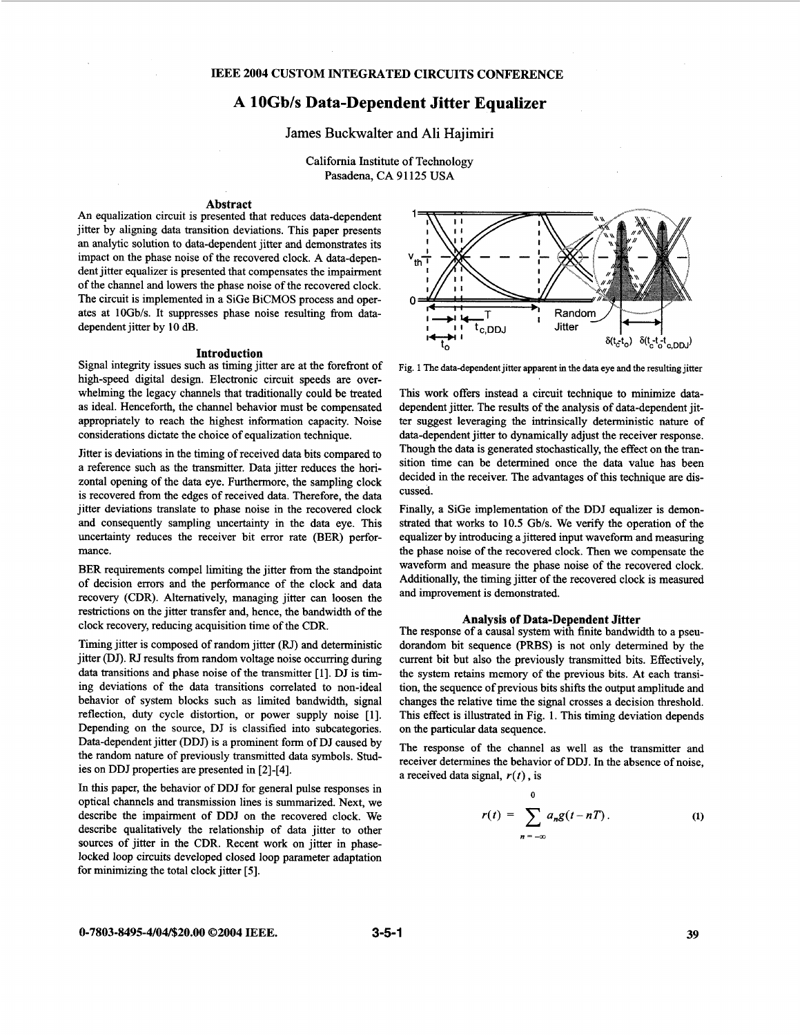IEEE 2004 CUSTOM INTEGRATED CIRCUITS CONFERENCE

# A 10Gb/s Data-Dependent Jitter Equalizer

James Buckwalter and Ali Hajimiri

California Institute of Technology
Pasadena, CA 91125 USA

## Abstract

An equalization circuit is presented that reduces data-dependent jitter by aligning data transition deviations. This paper presents an analytic solution to data-dependent jitter and demonstrates its impact on the phase noise of the recovered clock. A data-dependent jitter equalizer is presented that compensates the impairment of the channel and lowers the phase noise of the recovered clock. The circuit is implemented in a SiGe BiCMOS process and operates at 10Gb/s. It suppresses phase noise resulting from data-dependent jitter by 10 dB.

## Introduction

Signal integrity issues such as timing jitter are at the forefront of high-speed digital design. Electronic circuit speeds are overwhelming the legacy channels that traditionally could be treated as ideal. Henceforth, the channel behavior must be compensated appropriately to reach the highest information capacity. Noise considerations dictate the choice of equalization technique.

Jitter is deviations in the timing of received data bits compared to a reference such as the transmitter. Data jitter reduces the horizontal opening of the data eye. Furthermore, the sampling clock is recovered from the edges of received data. Therefore, the data jitter deviations translate to phase noise in the recovered clock and consequently sampling uncertainty in the data eye. This uncertainty reduces the receiver bit error rate (BER) performance.

BER requirements compel limiting the jitter from the standpoint of decision errors and the performance of the clock and data recovery (CDR). Alternatively, managing jitter can loosen the restrictions on the jitter transfer and, hence, the bandwidth of the clock recovery, reducing acquisition time of the CDR.

Timing jitter is composed of random jitter (RJ) and deterministic jitter (DJ). RJ results from random voltage noise occurring during data transitions and phase noise of the transmitter [1]. DJ is timing deviations of the data transitions correlated to non-ideal behavior of system blocks such as limited bandwidth, signal reflection, duty cycle distortion, or power supply noise [1]. Depending on the source, DJ is classified into subcategories. Data-dependent jitter (DDJ) is a prominent form of DJ caused by the random nature of previously transmitted data symbols. Studies on DDJ properties are presented in [2]-[4].

In this paper, the behavior of DDJ for general pulse responses in optical channels and transmission lines is summarized. Next, we describe the impairment of DDJ on the recovered clock. We describe qualitatively the relationship of data jitter to other sources of jitter in the CDR. Recent work on jitter in phase-locked loop circuits developed closed loop parameter adaptation for minimizing the total clock jitter [5].

Fig. 1 The data-dependent jitter apparent in the data eye and the resulting jitter

This work offers instead a circuit technique to minimize data-dependent jitter. The results of the analysis of data-dependent jitter suggest leveraging the intrinsically deterministic nature of data-dependent jitter to dynamically adjust the receiver response. Though the data is generated stochastically, the effect on the transition time can be determined once the data value has been decided in the receiver. The advantages of this technique are discussed.

Finally, a SiGe implementation of the DDJ equalizer is demonstrated that works to 10.5 Gb/s. We verify the operation of the equalizer by introducing a jittered input waveform and measuring the phase noise of the recovered clock. Then we compensate the waveform and measure the phase noise of the recovered clock. Additionally, the timing jitter of the recovered clock is measured and improvement is demonstrated.

## Analysis of Data-Dependent Jitter

The response of a causal system with finite bandwidth to a pseudorandom bit sequence (PRBS) is not only determined by the current bit but also the previously transmitted bits. Effectively, the system retains memory of the previous bits. At each transition, the sequence of previous bits shifts the output amplitude and changes the relative time the signal crosses a decision threshold. This effect is illustrated in Fig. 1. This timing deviation depends on the particular data sequence.

The response of the channel as well as the transmitter and receiver determines the behavior of DDJ. In the absence of noise, a received data signal, $r(t)$, is

$$r(t) = \sum_{n=-\infty}^{0} a_n g(t - nT). \tag{1}$$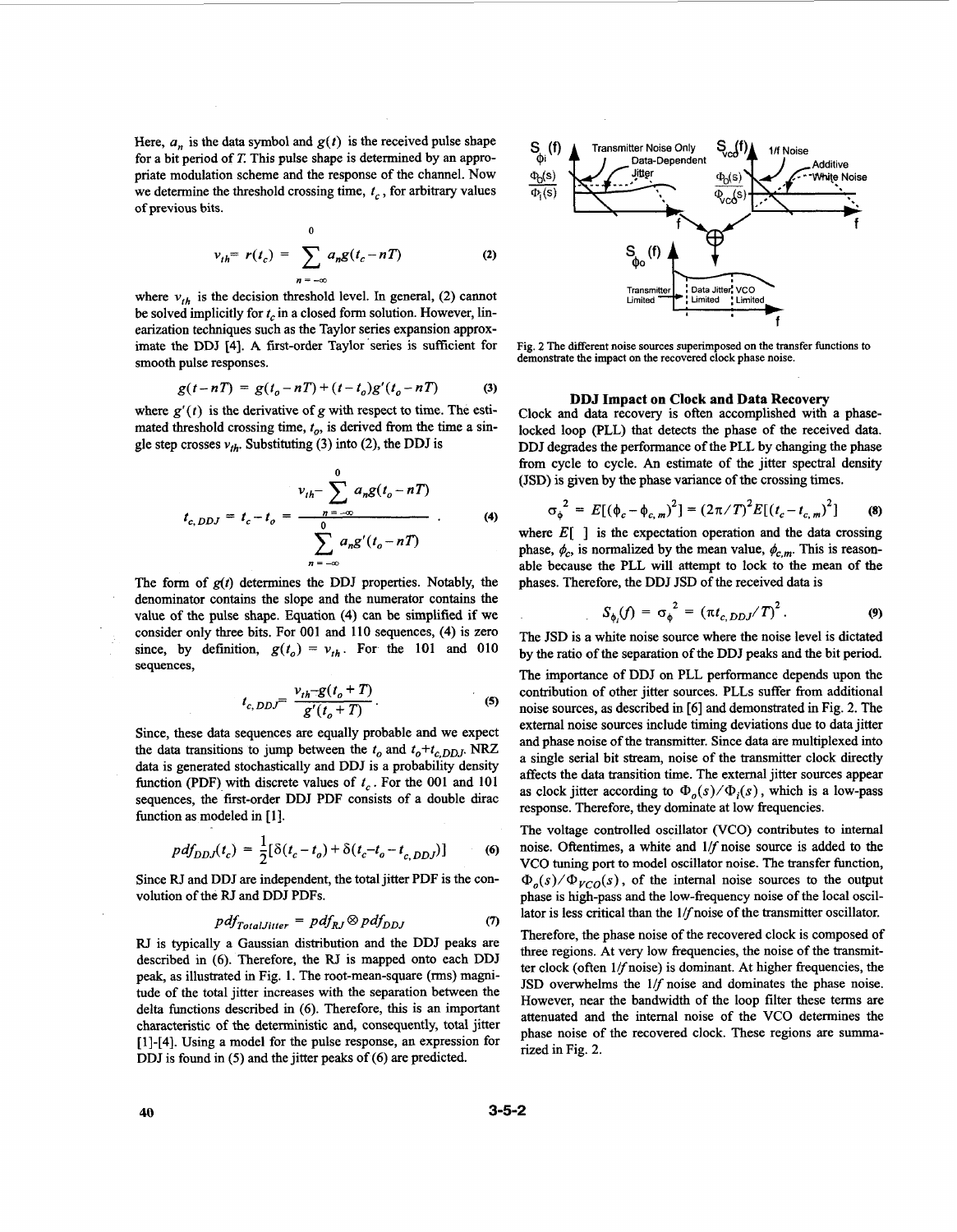Here, $a_n$ is the data symbol and $g(t)$ is the received pulse shape for a bit period of $T$. This pulse shape is determined by an appropriate modulation scheme and the response of the channel. Now we determine the threshold crossing time, $t_c$, for arbitrary values of previous bits.

$$v_{th} = r(t_c) = \sum_{n=-\infty}^{0} a_n g(t_c - nT) \tag{2}$$

where $v_{th}$ is the decision threshold level. In general, (2) cannot be solved implicitly for $t_c$ in a closed form solution. However, linearization techniques such as the Taylor series expansion approximate the DDJ [4]. A first-order Taylor series is sufficient for smooth pulse responses.

$$g(t-nT) = g(t_o - nT) + (t - t_o)g'(t_o - nT) \tag{3}$$

where $g'(t)$ is the derivative of $g$ with respect to time. The estimated threshold crossing time, $t_o$, is derived from the time a single step crosses $v_{th}$. Substituting (3) into (2), the DDJ is

$$t_{c,DDJ} = t_c - t_o = \frac{v_{th} - \sum_{n=-\infty}^{0} a_n g(t_o - nT)}{\sum_{n=-\infty}^{0} a_n g'(t_o - nT)} \tag{4}$$

The form of $g(t)$ determines the DDJ properties. Notably, the denominator contains the slope and the numerator contains the value of the pulse shape. Equation (4) can be simplified if we consider only three bits. For 001 and 110 sequences, (4) is zero since, by definition, $g(t_o) = v_{th}$. For the 101 and 010 sequences,

$$t_{c,DDJ} = \frac{v_{th} - g(t_o + T)}{g'(t_o + T)} \tag{5}$$

Since, these data sequences are equally probable and we expect the data transitions to jump between the $t_o$ and $t_o + t_{c,DDJ}$. NRZ data is generated stochastically and DDJ is a probability density function (PDF) with discrete values of $t_c$. For the 001 and 101 sequences, the first-order DDJ PDF consists of a double dirac function as modeled in [1].

$$pdf_{DDJ}(t_c) = \frac{1}{2}[\delta(t_c - t_o) + \delta(t_c - t_o - t_{c,DDJ})] \tag{6}$$

Since RJ and DDJ are independent, the total jitter PDF is the convolution of the RJ and DDJ PDFs.

$$pdf_{TotalJitter} = pdf_{RJ} \otimes pdf_{DDJ} \tag{7}$$

RJ is typically a Gaussian distribution and the DDJ peaks are described in (6). Therefore, the RJ is mapped onto each DDJ peak, as illustrated in Fig. 1. The root-mean-square (rms) magnitude of the total jitter increases with the separation between the delta functions described in (6). Therefore, this is an important characteristic of the deterministic and, consequently, total jitter [1]-[4]. Using a model for the pulse response, an expression for DDJ is found in (5) and the jitter peaks of (6) are predicted.

Fig. 2 The different noise sources superimposed on the transfer functions to demonstrate the impact on the recovered clock phase noise.

### DDJ Impact on Clock and Data Recovery

Clock and data recovery is often accomplished with a phase-locked loop (PLL) that detects the phase of the received data. DDJ degrades the performance of the PLL by changing the phase from cycle to cycle. An estimate of the jitter spectral density (JSD) is given by the phase variance of the crossing times.

$$\sigma_\phi^2 = E[(\phi_c - \phi_{c,m})^2] = (2\pi/T)^2 E[(t_c - t_{c,m})^2] \tag{8}$$

where $E[\ ]$ is the expectation operation and the data crossing phase, $\phi_c$, is normalized by the mean value, $\phi_{c,m}$. This is reasonable because the PLL will attempt to lock to the mean of the phases. Therefore, the DDJ JSD of the received data is

$$S_{\phi_i}(f) = \sigma_\phi^2 = (\pi t_{c,DDJ}/T)^2 . \tag{9}$$

The JSD is a white noise source where the noise level is dictated by the ratio of the separation of the DDJ peaks and the bit period.

The importance of DDJ on PLL performance depends upon the contribution of other jitter sources. PLLs suffer from additional noise sources, as described in [6] and demonstrated in Fig. 2. The external noise sources include timing deviations due to data jitter and phase noise of the transmitter. Since data are multiplexed into a single serial bit stream, noise of the transmitter clock directly affects the data transition time. The external jitter sources appear as clock jitter according to $\Phi_o(s)/\Phi_i(s)$, which is a low-pass response. Therefore, they dominate at low frequencies.

The voltage controlled oscillator (VCO) contributes to internal noise. Oftentimes, a white and $1/f$ noise source is added to the VCO tuning port to model oscillator noise. The transfer function, $\Phi_o(s)/\Phi_{VCO}(s)$, of the internal noise sources to the output phase is high-pass and the low-frequency noise of the local oscillator is less critical than the $1/f$ noise of the transmitter oscillator.

Therefore, the phase noise of the recovered clock is composed of three regions. At very low frequencies, the noise of the transmitter clock (often $1/f$ noise) is dominant. At higher frequencies, the JSD overwhelms the $1/f$ noise and dominates the phase noise. However, near the bandwidth of the loop filter these terms are attenuated and the internal noise of the VCO determines the phase noise of the recovered clock. These regions are summarized in Fig. 2.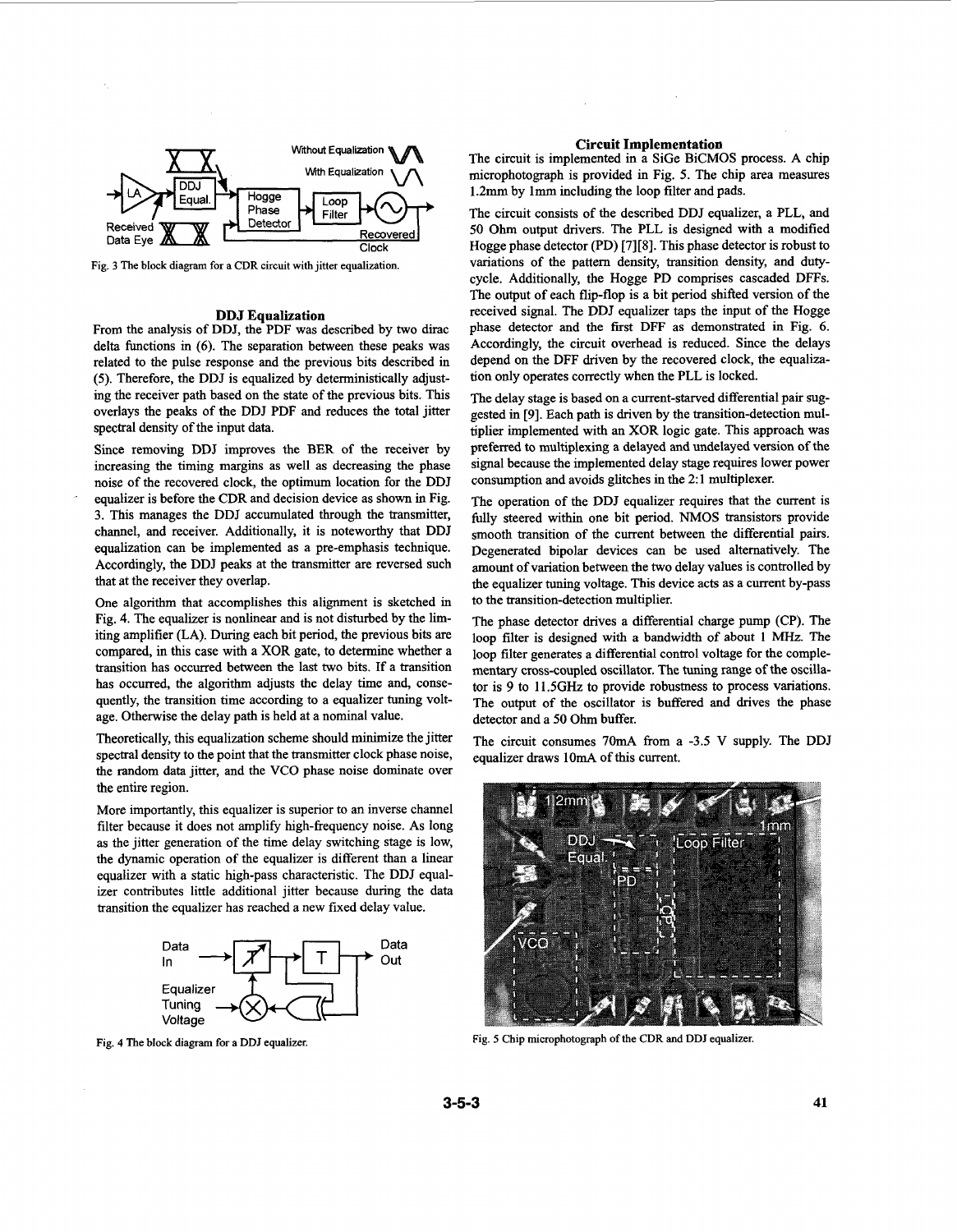Without Equalization

With Equalization

DDJ Equal.

LA

Hogge Phase Detector

Loop Filter

Received Data Eye

Recovered Clock

Fig. 3 The block diagram for a CDR circuit with jitter equalization.

## DDJ Equalization

From the analysis of DDJ, the PDF was described by two dirac delta functions in (6). The separation between these peaks was related to the pulse response and the previous bits described in (5). Therefore, the DDJ is equalized by deterministically adjusting the receiver path based on the state of the previous bits. This overlays the peaks of the DDJ PDF and reduces the total jitter spectral density of the input data.

Since removing DDJ improves the BER of the receiver by increasing the timing margins as well as decreasing the phase noise of the recovered clock, the optimum location for the DDJ equalizer is before the CDR and decision device as shown in Fig. 3. This manages the DDJ accumulated through the transmitter, channel, and receiver. Additionally, it is noteworthy that DDJ equalization can be implemented as a pre-emphasis technique. Accordingly, the DDJ peaks at the transmitter are reversed such that at the receiver they overlap.

One algorithm that accomplishes this alignment is sketched in Fig. 4. The equalizer is nonlinear and is not disturbed by the limiting amplifier (LA). During each bit period, the previous bits are compared, in this case with a XOR gate, to determine whether a transition has occurred between the last two bits. If a transition has occurred, the algorithm adjusts the delay time and, consequently, the transition time according to a equalizer tuning voltage. Otherwise the delay path is held at a nominal value.

Theoretically, this equalization scheme should minimize the jitter spectral density to the point that the transmitter clock phase noise, the random data jitter, and the VCO phase noise dominate over the entire region.

More importantly, this equalizer is superior to an inverse channel filter because it does not amplify high-frequency noise. As long as the jitter generation of the time delay switching stage is low, the dynamic operation of the equalizer is different than a linear equalizer with a static high-pass characteristic. The DDJ equalizer contributes little additional jitter because during the data transition the equalizer has reached a new fixed delay value.

Data In

T

Data Out

Equalizer Tuning Voltage

Fig. 4 The block diagram for a DDJ equalizer.

## Circuit Implementation

The circuit is implemented in a SiGe BiCMOS process. A chip microphotograph is provided in Fig. 5. The chip area measures 1.2mm by 1mm including the loop filter and pads.

The circuit consists of the described DDJ equalizer, a PLL, and 50 Ohm output drivers. The PLL is designed with a modified Hogge phase detector (PD) [7][8]. This phase detector is robust to variations of the pattern density, transition density, and duty-cycle. Additionally, the Hogge PD comprises cascaded DFFs. The output of each flip-flop is a bit period shifted version of the received signal. The DDJ equalizer taps the input of the Hogge phase detector and the first DFF as demonstrated in Fig. 6. Accordingly, the circuit overhead is reduced. Since the delays depend on the DFF driven by the recovered clock, the equalization only operates correctly when the PLL is locked.

The delay stage is based on a current-starved differential pair suggested in [9]. Each path is driven by the transition-detection multiplier implemented with an XOR logic gate. This approach was preferred to multiplexing a delayed and undelayed version of the signal because the implemented delay stage requires lower power consumption and avoids glitches in the 2:1 multiplexer.

The operation of the DDJ equalizer requires that the current is fully steered within one bit period. NMOS transistors provide smooth transition of the current between the differential pairs. Degenerated bipolar devices can be used alternatively. The amount of variation between the two delay values is controlled by the equalizer tuning voltage. This device acts as a current by-pass to the transition-detection multiplier.

The phase detector drives a differential charge pump (CP). The loop filter is designed with a bandwidth of about 1 MHz. The loop filter generates a differential control voltage for the complementary cross-coupled oscillator. The tuning range of the oscillator is 9 to 11.5GHz to provide robustness to process variations. The output of the oscillator is buffered and drives the phase detector and a 50 Ohm buffer.

The circuit consumes 70mA from a -3.5 V supply. The DDJ equalizer draws 10mA of this current.

1.2mm

1mm

DDJ Equal.

Loop Filter

PD

CP

VCO

Fig. 5 Chip microphotograph of the CDR and DDJ equalizer.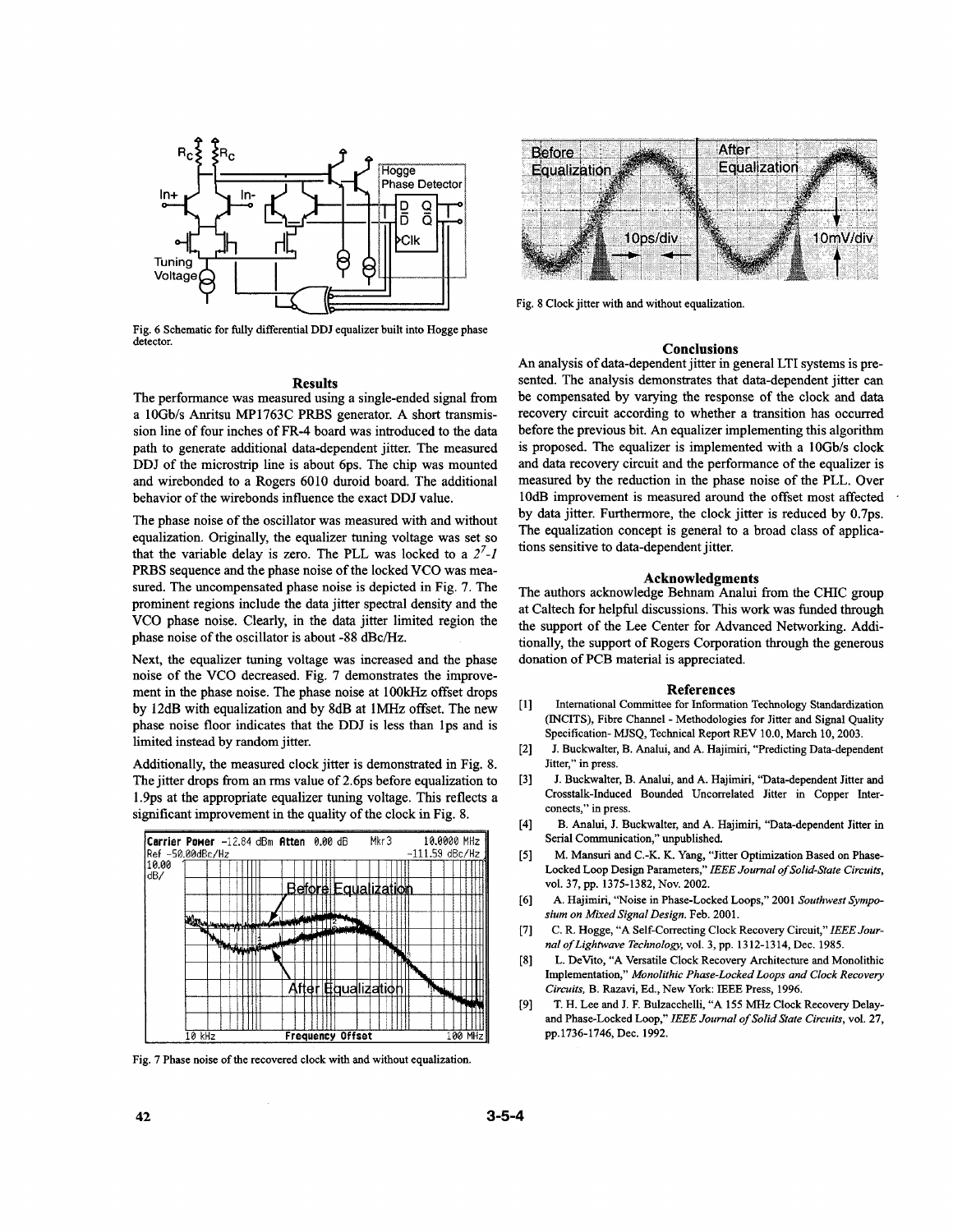Rc Rc
In+ In-
Hogge Phase Detector
D Q
D Q̄
Clk
Tuning Voltage

Fig. 6 Schematic for fully differential DDJ equalizer built into Hogge phase detector.

## Results

The performance was measured using a single-ended signal from a 10Gb/s Anritsu MP1763C PRBS generator. A short transmission line of four inches of FR-4 board was introduced to the data path to generate additional data-dependent jitter. The measured DDJ of the microstrip line is about 6ps. The chip was mounted and wirebonded to a Rogers 6010 duroid board. The additional behavior of the wirebonds influence the exact DDJ value.

The phase noise of the oscillator was measured with and without equalization. Originally, the equalizer tuning voltage was set so that the variable delay is zero. The PLL was locked to a $2^7$-$1$ PRBS sequence and the phase noise of the locked VCO was measured. The uncompensated phase noise is depicted in Fig. 7. The prominent regions include the data jitter spectral density and the VCO phase noise. Clearly, in the data jitter limited region the phase noise of the oscillator is about -88 dBc/Hz.

Next, the equalizer tuning voltage was increased and the phase noise of the VCO decreased. Fig. 7 demonstrates the improvement in the phase noise. The phase noise at 100kHz offset drops by 12dB with equalization and by 8dB at 1MHz offset. The new phase noise floor indicates that the DDJ is less than 1ps and is limited instead by random jitter.

Additionally, the measured clock jitter is demonstrated in Fig. 8. The jitter drops from an rms value of 2.6ps before equalization to 1.9ps at the appropriate equalizer tuning voltage. This reflects a significant improvement in the quality of the clock in Fig. 8.

Carrier Power -12.84 dBm Atten 0.00 dB Mkr3 10.0000 MHz
Ref -50.00dBc/Hz -111.59 dBc/Hz
10.00
dB/
Before Equalization
After Equalization
10 kHz Frequency Offset 100 MHz

Fig. 7 Phase noise of the recovered clock with and without equalization.

Before Equalization
After Equalization
10ps/div
10mV/div

Fig. 8 Clock jitter with and without equalization.

## Conclusions

An analysis of data-dependent jitter in general LTI systems is presented. The analysis demonstrates that data-dependent jitter can be compensated by varying the response of the clock and data recovery circuit according to whether a transition has occurred before the previous bit. An equalizer implementing this algorithm is proposed. The equalizer is implemented with a 10Gb/s clock and data recovery circuit and the performance of the equalizer is measured by the reduction in the phase noise of the PLL. Over 10dB improvement is measured around the offset most affected by data jitter. Furthermore, the clock jitter is reduced by 0.7ps. The equalization concept is general to a broad class of applications sensitive to data-dependent jitter.

## Acknowledgments

The authors acknowledge Behnam Analui from the CHIC group at Caltech for helpful discussions. This work was funded through the support of the Lee Center for Advanced Networking. Additionally, the support of Rogers Corporation through the generous donation of PCB material is appreciated.

## References

[1] International Committee for Information Technology Standardization (INCITS), Fibre Channel - Methodologies for Jitter and Signal Quality Specification- MJSQ, Technical Report REV 10.0, March 10, 2003.

[2] J. Buckwalter, B. Analui, and A. Hajimiri, "Predicting Data-dependent Jitter," in press.

[3] J. Buckwalter, B. Analui, and A. Hajimiri, "Data-dependent Jitter and Crosstalk-Induced Bounded Uncorrelated Jitter in Copper Interconects," in press.

[4] B. Analui, J. Buckwalter, and A. Hajimiri, "Data-dependent Jitter in Serial Communication," unpublished.

[5] M. Mansuri and C.-K. K. Yang, "Jitter Optimization Based on Phase-Locked Loop Design Parameters," *IEEE Journal of Solid-State Circuits*, vol. 37, pp. 1375-1382, Nov. 2002.

[6] A. Hajimiri, "Noise in Phase-Locked Loops," 2001 *Southwest Symposium on Mixed Signal Design*. Feb. 2001.

[7] C. R. Hogge, "A Self-Correcting Clock Recovery Circuit," *IEEE Journal of Lightwave Technology*, vol. 3, pp. 1312-1314, Dec. 1985.

[8] L. DeVito, "A Versatile Clock Recovery Architecture and Monolithic Implementation," *Monolithic Phase-Locked Loops and Clock Recovery Circuits*, B. Razavi, Ed., New York: IEEE Press, 1996.

[9] T. H. Lee and J. F. Bulzacchelli, "A 155 MHz Clock Recovery Delay- and Phase-Locked Loop," *IEEE Journal of Solid State Circuits*, vol. 27, pp.1736-1746, Dec. 1992.